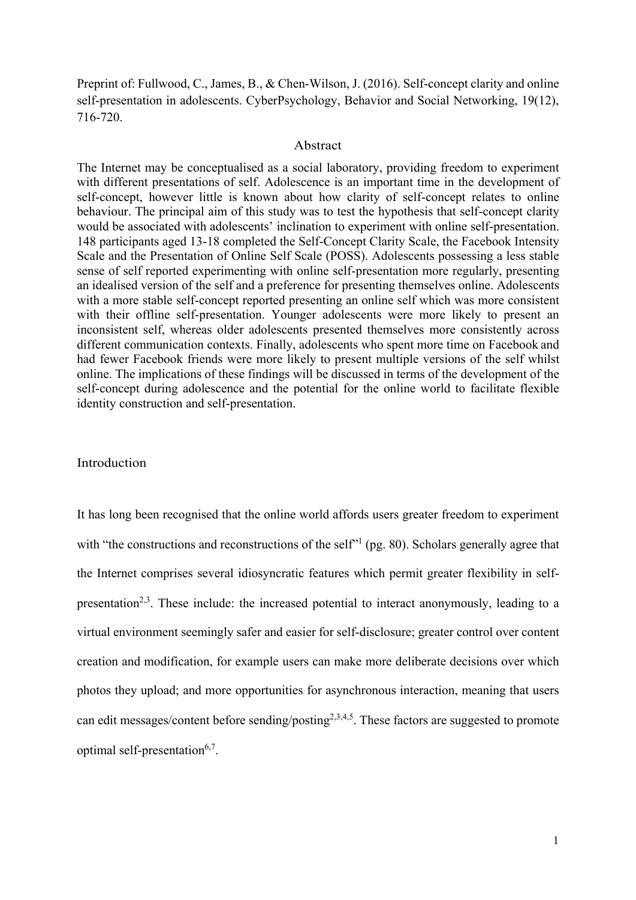Preprint of: Fullwood, C., James, B., & Chen-Wilson, J. (2016). Self-concept clarity and online self-presentation in adolescents. CyberPsychology, Behavior and Social Networking, 19(12), 716-720.

## Abstract

The Internet may be conceptualised as a social laboratory, providing freedom to experiment with different presentations of self. Adolescence is an important time in the development of self-concept, however little is known about how clarity of self-concept relates to online behaviour. The principal aim of this study was to test the hypothesis that self-concept clarity would be associated with adolescents' inclination to experiment with online self-presentation. 148 participants aged 13-18 completed the Self-Concept Clarity Scale, the Facebook Intensity Scale and the Presentation of Online Self Scale (POSS). Adolescents possessing a less stable sense of self reported experimenting with online self-presentation more regularly, presenting an idealised version of the self and a preference for presenting themselves online. Adolescents with a more stable self-concept reported presenting an online self which was more consistent with their offline self-presentation. Younger adolescents were more likely to present an inconsistent self, whereas older adolescents presented themselves more consistently across different communication contexts. Finally, adolescents who spent more time on Facebook and had fewer Facebook friends were more likely to present multiple versions of the self whilst online. The implications of these findings will be discussed in terms of the development of the self-concept during adolescence and the potential for the online world to facilitate flexible identity construction and self-presentation.

## Introduction

It has long been recognised that the online world affords users greater freedom to experiment with "the constructions and reconstructions of the self"[1] (pg. 80). Scholars generally agree that the Internet comprises several idiosyncratic features which permit greater flexibility in self-presentation[2,3]. These include: the increased potential to interact anonymously, leading to a virtual environment seemingly safer and easier for self-disclosure; greater control over content creation and modification, for example users can make more deliberate decisions over which photos they upload; and more opportunities for asynchronous interaction, meaning that users can edit messages/content before sending/posting[2,3,4,5]. These factors are suggested to promote optimal self-presentation[6,7].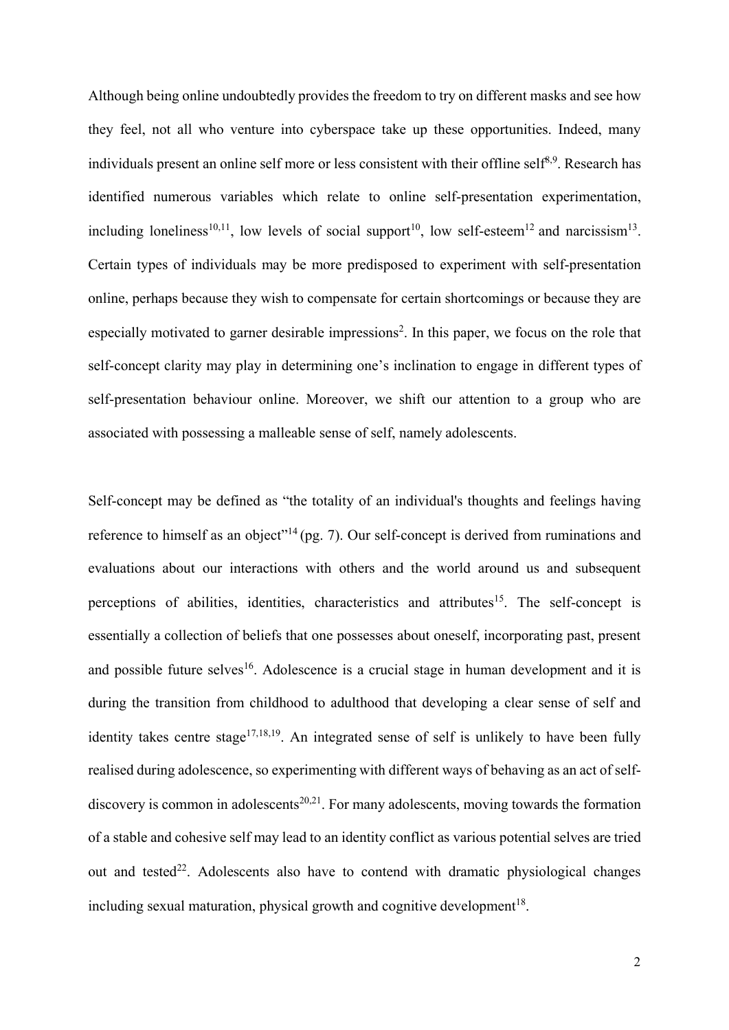Although being online undoubtedly provides the freedom to try on different masks and see how they feel, not all who venture into cyberspace take up these opportunities. Indeed, many individuals present an online self more or less consistent with their offline self[8,9]. Research has identified numerous variables which relate to online self-presentation experimentation, including loneliness[10,11], low levels of social support[10], low self-esteem[12] and narcissism[13]. Certain types of individuals may be more predisposed to experiment with self-presentation online, perhaps because they wish to compensate for certain shortcomings or because they are especially motivated to garner desirable impressions[2]. In this paper, we focus on the role that self-concept clarity may play in determining one's inclination to engage in different types of self-presentation behaviour online. Moreover, we shift our attention to a group who are associated with possessing a malleable sense of self, namely adolescents.

Self-concept may be defined as "the totality of an individual's thoughts and feelings having reference to himself as an object"[14] (pg. 7). Our self-concept is derived from ruminations and evaluations about our interactions with others and the world around us and subsequent perceptions of abilities, identities, characteristics and attributes[15]. The self-concept is essentially a collection of beliefs that one possesses about oneself, incorporating past, present and possible future selves[16]. Adolescence is a crucial stage in human development and it is during the transition from childhood to adulthood that developing a clear sense of self and identity takes centre stage[17,18,19]. An integrated sense of self is unlikely to have been fully realised during adolescence, so experimenting with different ways of behaving as an act of self-discovery is common in adolescents[20,21]. For many adolescents, moving towards the formation of a stable and cohesive self may lead to an identity conflict as various potential selves are tried out and tested[22]. Adolescents also have to contend with dramatic physiological changes including sexual maturation, physical growth and cognitive development[18].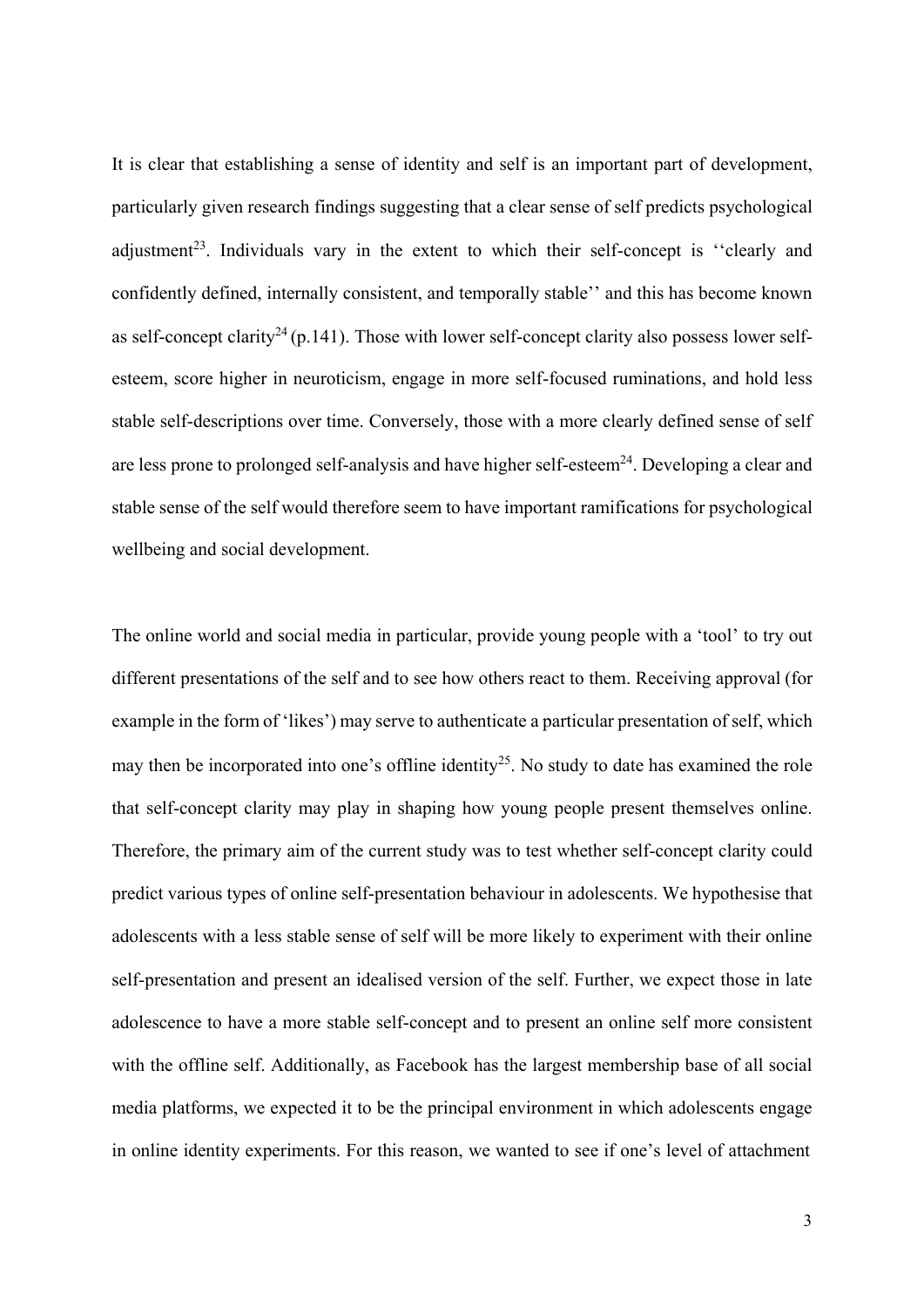It is clear that establishing a sense of identity and self is an important part of development, particularly given research findings suggesting that a clear sense of self predicts psychological adjustment[23]. Individuals vary in the extent to which their self-concept is ''clearly and confidently defined, internally consistent, and temporally stable'' and this has become known as self-concept clarity[24] (p.141). Those with lower self-concept clarity also possess lower self-esteem, score higher in neuroticism, engage in more self-focused ruminations, and hold less stable self-descriptions over time. Conversely, those with a more clearly defined sense of self are less prone to prolonged self-analysis and have higher self-esteem[24]. Developing a clear and stable sense of the self would therefore seem to have important ramifications for psychological wellbeing and social development.

The online world and social media in particular, provide young people with a 'tool' to try out different presentations of the self and to see how others react to them. Receiving approval (for example in the form of 'likes') may serve to authenticate a particular presentation of self, which may then be incorporated into one's offline identity[25]. No study to date has examined the role that self-concept clarity may play in shaping how young people present themselves online. Therefore, the primary aim of the current study was to test whether self-concept clarity could predict various types of online self-presentation behaviour in adolescents. We hypothesise that adolescents with a less stable sense of self will be more likely to experiment with their online self-presentation and present an idealised version of the self. Further, we expect those in late adolescence to have a more stable self-concept and to present an online self more consistent with the offline self. Additionally, as Facebook has the largest membership base of all social media platforms, we expected it to be the principal environment in which adolescents engage in online identity experiments. For this reason, we wanted to see if one's level of attachment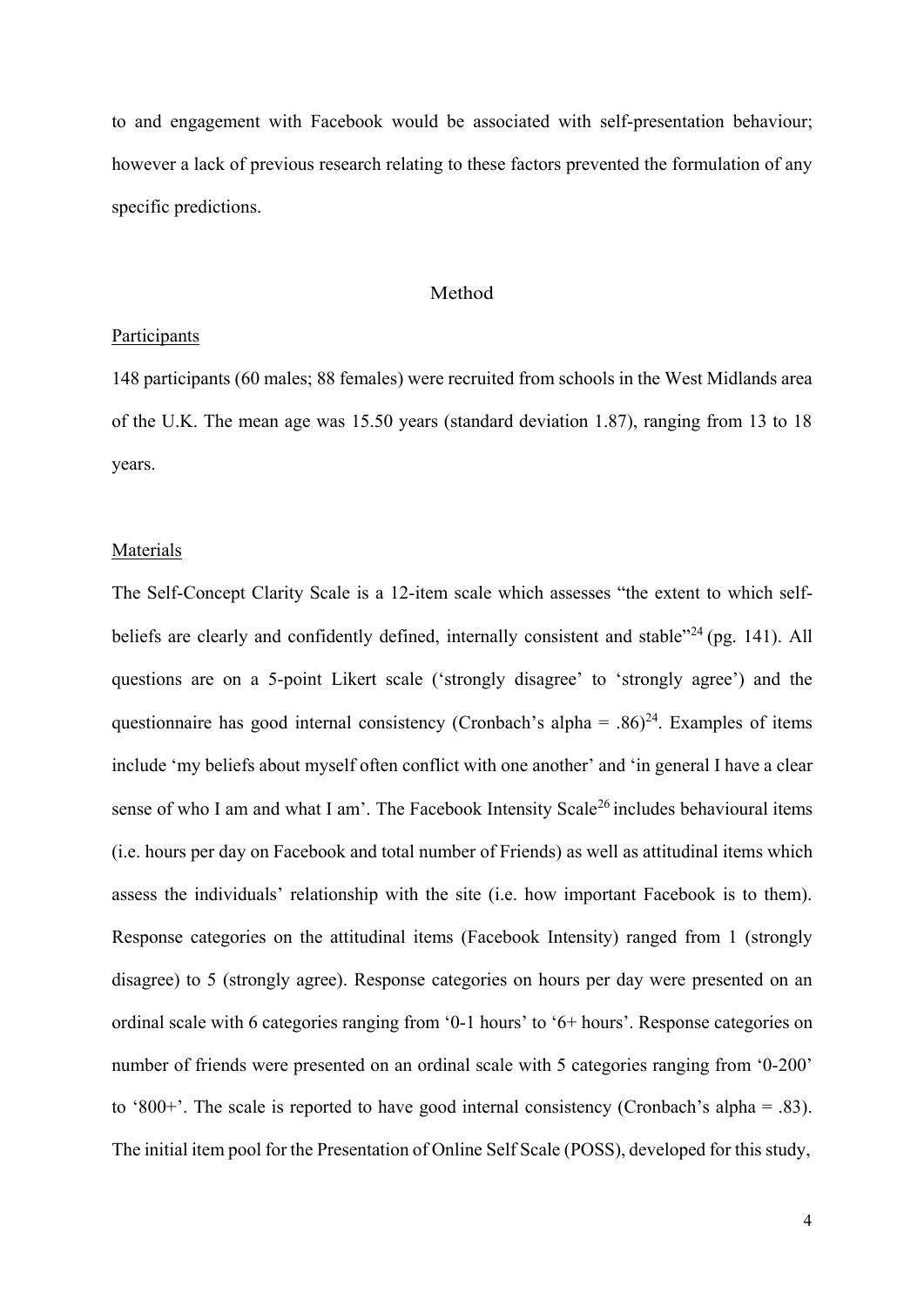to and engagement with Facebook would be associated with self-presentation behaviour; however a lack of previous research relating to these factors prevented the formulation of any specific predictions.

## Method

### Participants

148 participants (60 males; 88 females) were recruited from schools in the West Midlands area of the U.K. The mean age was 15.50 years (standard deviation 1.87), ranging from 13 to 18 years.

### Materials

The Self-Concept Clarity Scale is a 12-item scale which assesses "the extent to which self-beliefs are clearly and confidently defined, internally consistent and stable"[24] (pg. 141). All questions are on a 5-point Likert scale ('strongly disagree' to 'strongly agree') and the questionnaire has good internal consistency (Cronbach's alpha = .86)[24]. Examples of items include 'my beliefs about myself often conflict with one another' and 'in general I have a clear sense of who I am and what I am'. The Facebook Intensity Scale[26] includes behavioural items (i.e. hours per day on Facebook and total number of Friends) as well as attitudinal items which assess the individuals' relationship with the site (i.e. how important Facebook is to them). Response categories on the attitudinal items (Facebook Intensity) ranged from 1 (strongly disagree) to 5 (strongly agree). Response categories on hours per day were presented on an ordinal scale with 6 categories ranging from '0-1 hours' to '6+ hours'. Response categories on number of friends were presented on an ordinal scale with 5 categories ranging from '0-200' to '800+'. The scale is reported to have good internal consistency (Cronbach's alpha = .83). The initial item pool for the Presentation of Online Self Scale (POSS), developed for this study,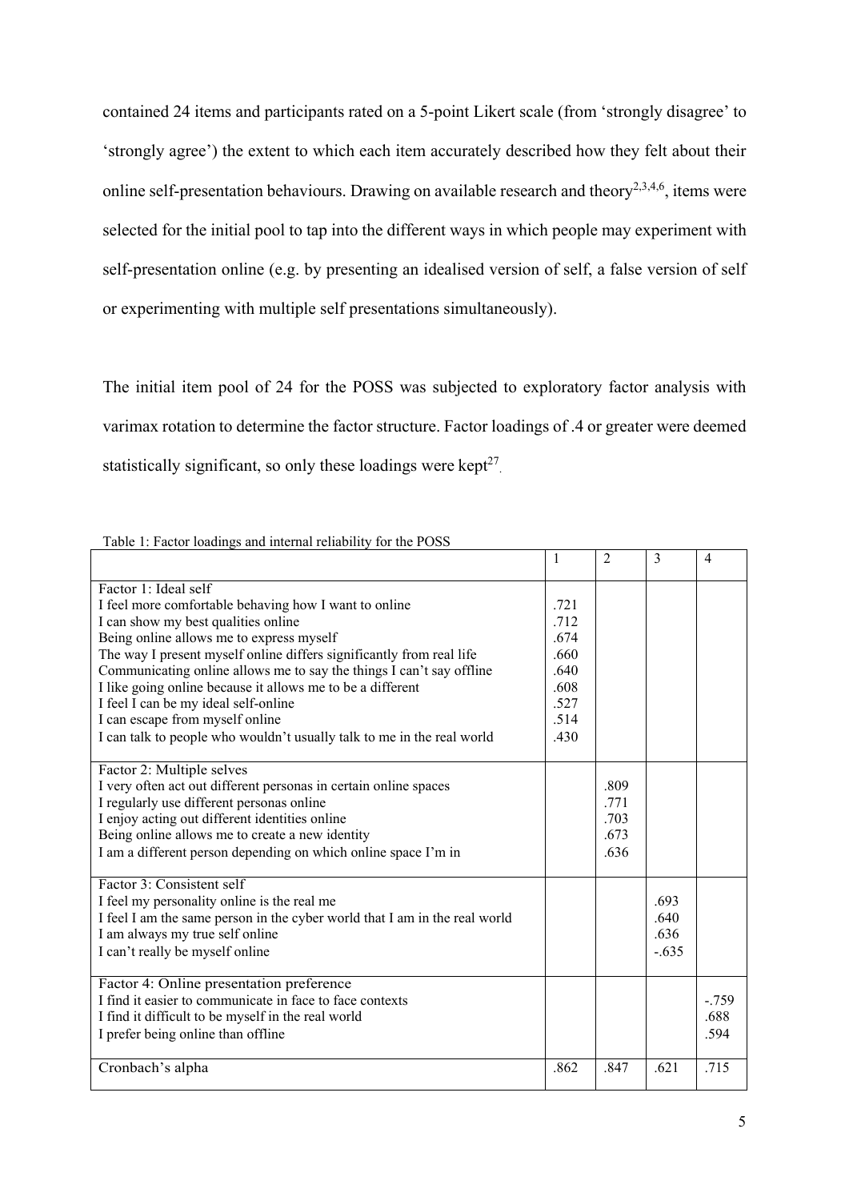contained 24 items and participants rated on a 5-point Likert scale (from 'strongly disagree' to 'strongly agree') the extent to which each item accurately described how they felt about their online self-presentation behaviours. Drawing on available research and theory[2,3,4,6], items were selected for the initial pool to tap into the different ways in which people may experiment with self-presentation online (e.g. by presenting an idealised version of self, a false version of self or experimenting with multiple self presentations simultaneously).

The initial item pool of 24 for the POSS was subjected to exploratory factor analysis with varimax rotation to determine the factor structure. Factor loadings of .4 or greater were deemed statistically significant, so only these loadings were kept[27].

Table 1: Factor loadings and internal reliability for the POSS

| | 1 | 2 | 3 | 4 |
|---|---|---|---|---|
| Factor 1: Ideal self | | | | |
| I feel more comfortable behaving how I want to online | .721 | | | |
| I can show my best qualities online | .712 | | | |
| Being online allows me to express myself | .674 | | | |
| The way I present myself online differs significantly from real life | .660 | | | |
| Communicating online allows me to say the things I can't say offline | .640 | | | |
| I like going online because it allows me to be a different | .608 | | | |
| I feel I can be my ideal self-online | .527 | | | |
| I can escape from myself online | .514 | | | |
| I can talk to people who wouldn't usually talk to me in the real world | .430 | | | |
| Factor 2: Multiple selves | | | | |
| I very often act out different personas in certain online spaces | | .809 | | |
| I regularly use different personas online | | .771 | | |
| I enjoy acting out different identities online | | .703 | | |
| Being online allows me to create a new identity | | .673 | | |
| I am a different person depending on which online space I'm in | | .636 | | |
| Factor 3: Consistent self | | | | |
| I feel my personality online is the real me | | | .693 | |
| I feel I am the same person in the cyber world that I am in the real world | | | .640 | |
| I am always my true self online | | | .636 | |
| I can't really be myself online | | | -.635 | |
| Factor 4: Online presentation preference | | | | |
| I find it easier to communicate in face to face contexts | | | | -.759 |
| I find it difficult to be myself in the real world | | | | .688 |
| I prefer being online than offline | | | | .594 |
| Cronbach's alpha | .862 | .847 | .621 | .715 |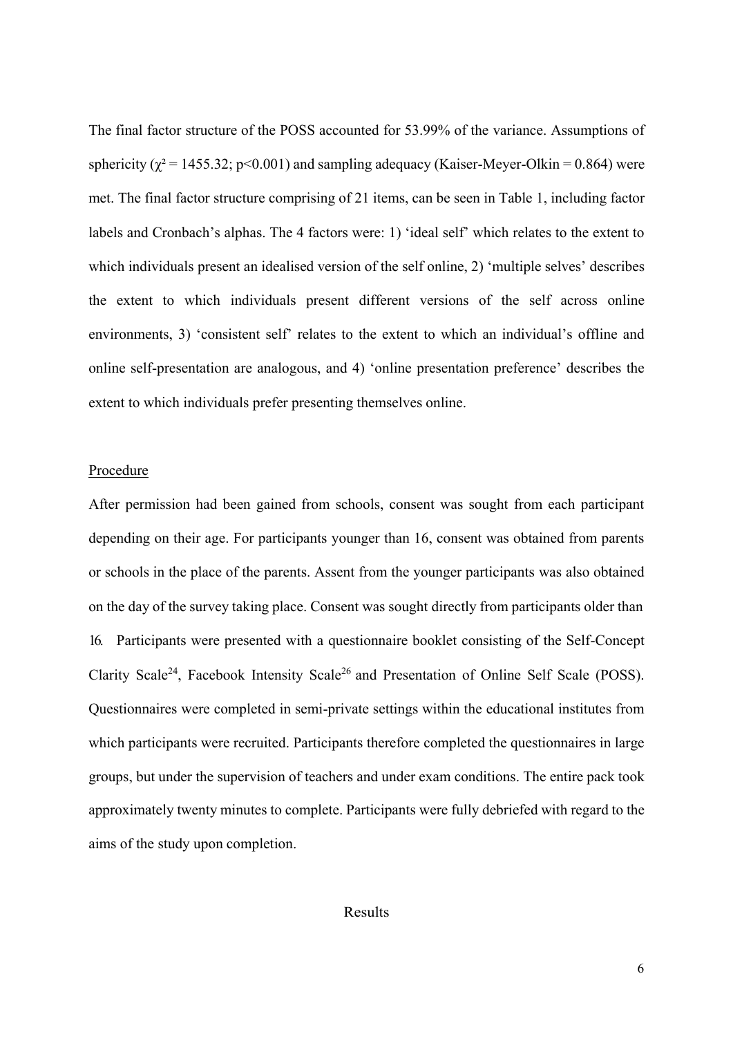The final factor structure of the POSS accounted for 53.99% of the variance. Assumptions of sphericity ($\chi^2 = 1455.32$; $p<0.001$) and sampling adequacy (Kaiser-Meyer-Olkin = 0.864) were met. The final factor structure comprising of 21 items, can be seen in Table 1, including factor labels and Cronbach's alphas. The 4 factors were: 1) 'ideal self' which relates to the extent to which individuals present an idealised version of the self online, 2) 'multiple selves' describes the extent to which individuals present different versions of the self across online environments, 3) 'consistent self' relates to the extent to which an individual's offline and online self-presentation are analogous, and 4) 'online presentation preference' describes the extent to which individuals prefer presenting themselves online.

## Procedure

After permission had been gained from schools, consent was sought from each participant depending on their age. For participants younger than 16, consent was obtained from parents or schools in the place of the parents. Assent from the younger participants was also obtained on the day of the survey taking place. Consent was sought directly from participants older than 16. Participants were presented with a questionnaire booklet consisting of the Self-Concept Clarity Scale[24], Facebook Intensity Scale[26] and Presentation of Online Self Scale (POSS). Questionnaires were completed in semi-private settings within the educational institutes from which participants were recruited. Participants therefore completed the questionnaires in large groups, but under the supervision of teachers and under exam conditions. The entire pack took approximately twenty minutes to complete. Participants were fully debriefed with regard to the aims of the study upon completion.

# Results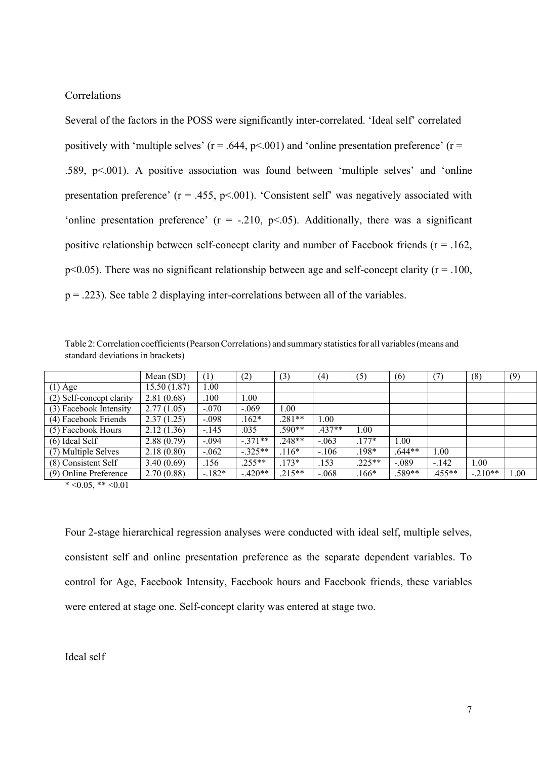Correlations

Several of the factors in the POSS were significantly inter-correlated. 'Ideal self' correlated positively with 'multiple selves' ($r = .644$, $p<.001$) and 'online presentation preference' ($r = .589$, $p<.001$). A positive association was found between 'multiple selves' and 'online presentation preference' ($r = .455$, $p<.001$). 'Consistent self' was negatively associated with 'online presentation preference' ($r = -.210$, $p<.05$). Additionally, there was a significant positive relationship between self-concept clarity and number of Facebook friends ($r = .162$, $p<0.05$). There was no significant relationship between age and self-concept clarity ($r = .100$, $p = .223$). See table 2 displaying inter-correlations between all of the variables.

Table 2: Correlation coefficients (Pearson Correlations) and summary statistics for all variables (means and standard deviations in brackets)

| | Mean (SD) | (1) | (2) | (3) | (4) | (5) | (6) | (7) | (8) | (9) |
|---|---|---|---|---|---|---|---|---|---|---|
| (1) Age | 15.50 (1.87) | 1.00 | | | | | | | | |
| (2) Self-concept clarity | 2.81 (0.68) | .100 | 1.00 | | | | | | | |
| (3) Facebook Intensity | 2.77 (1.05) | -.070 | -.069 | 1.00 | | | | | | |
| (4) Facebook Friends | 2.37 (1.25) | -.098 | .162* | .281** | 1.00 | | | | | |
| (5) Facebook Hours | 2.12 (1.36) | -.145 | .035 | .590** | .437** | 1.00 | | | | |
| (6) Ideal Self | 2.88 (0.79) | -.094 | -.371** | .248** | -.063 | .177* | 1.00 | | | |
| (7) Multiple Selves | 2.18 (0.80) | -.062 | -.325** | .116* | -.106 | .198* | .644** | 1.00 | | |
| (8) Consistent Self | 3.40 (0.69) | .156 | .255** | .173* | .153 | .225** | -.089 | -.142 | 1.00 | |
| (9) Online Preference | 2.70 (0.88) | -.182* | -.420** | .215** | -.068 | .166* | .589** | .455** | -.210** | 1.00 |

* <0.05, ** <0.01

Four 2-stage hierarchical regression analyses were conducted with ideal self, multiple selves, consistent self and online presentation preference as the separate dependent variables. To control for Age, Facebook Intensity, Facebook hours and Facebook friends, these variables were entered at stage one. Self-concept clarity was entered at stage two.

Ideal self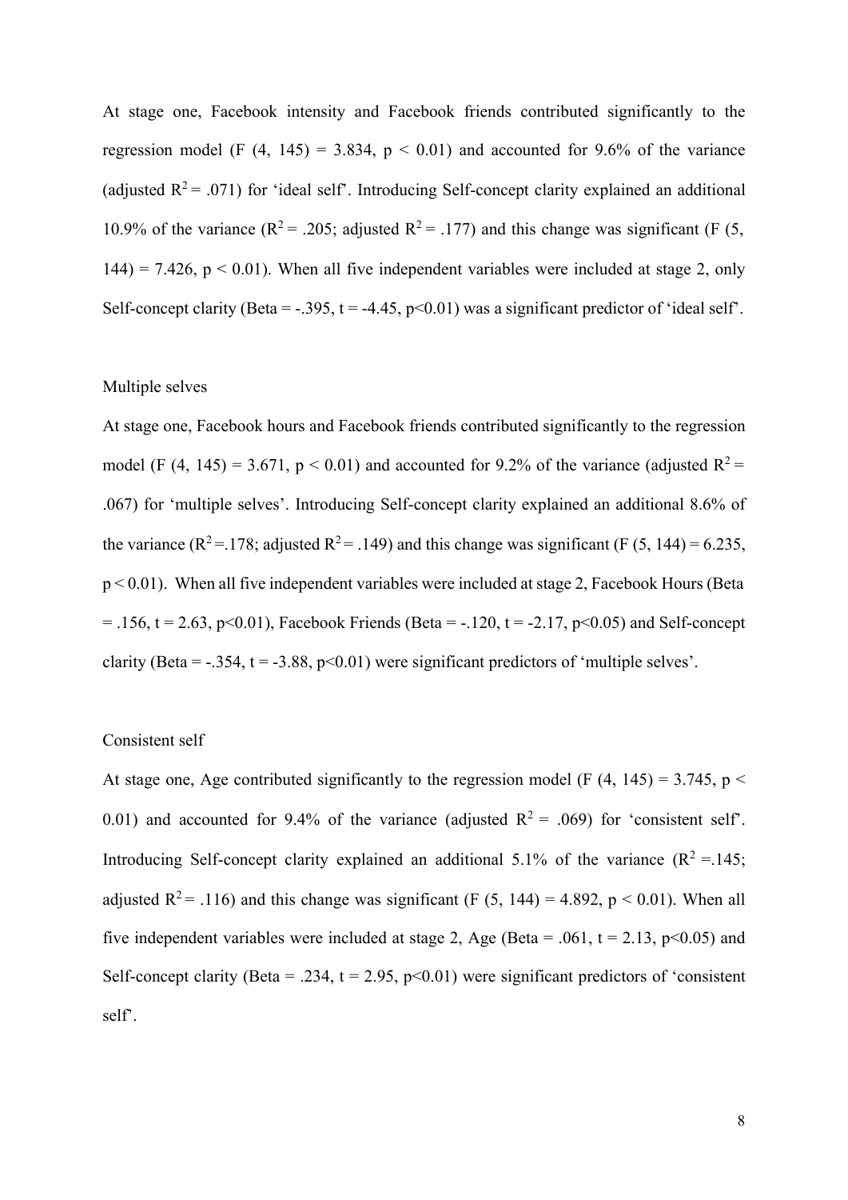At stage one, Facebook intensity and Facebook friends contributed significantly to the regression model ($F(4, 145) = 3.834$, $p < 0.01$) and accounted for 9.6% of the variance (adjusted $R^2 = .071$) for 'ideal self'. Introducing Self-concept clarity explained an additional 10.9% of the variance ($R^2 = .205$; adjusted $R^2 = .177$) and this change was significant ($F(5, 144) = 7.426$, $p < 0.01$). When all five independent variables were included at stage 2, only Self-concept clarity (Beta = -.395, $t = -4.45$, $p<0.01$) was a significant predictor of 'ideal self'.

Multiple selves

At stage one, Facebook hours and Facebook friends contributed significantly to the regression model ($F(4, 145) = 3.671$, $p < 0.01$) and accounted for 9.2% of the variance (adjusted $R^2 = .067$) for 'multiple selves'. Introducing Self-concept clarity explained an additional 8.6% of the variance ($R^2 =.178$; adjusted $R^2 = .149$) and this change was significant ($F(5, 144) = 6.235$, $p < 0.01$). When all five independent variables were included at stage 2, Facebook Hours (Beta = .156, $t = 2.63$, $p<0.01$), Facebook Friends (Beta = -.120, $t = -2.17$, $p<0.05$) and Self-concept clarity (Beta = -.354, $t = -3.88$, $p<0.01$) were significant predictors of 'multiple selves'.

Consistent self

At stage one, Age contributed significantly to the regression model ($F(4, 145) = 3.745$, $p < 0.01$) and accounted for 9.4% of the variance (adjusted $R^2 = .069$) for 'consistent self'. Introducing Self-concept clarity explained an additional 5.1% of the variance ($R^2 =.145$; adjusted $R^2 = .116$) and this change was significant ($F(5, 144) = 4.892$, $p < 0.01$). When all five independent variables were included at stage 2, Age (Beta = .061, $t = 2.13$, $p<0.05$) and Self-concept clarity (Beta = .234, $t = 2.95$, $p<0.01$) were significant predictors of 'consistent self'.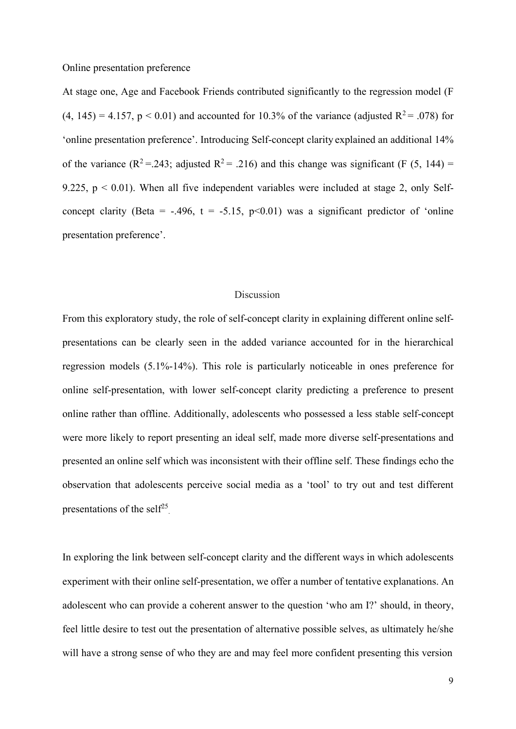Online presentation preference

At stage one, Age and Facebook Friends contributed significantly to the regression model ($F(4, 145) = 4.157$, $p < 0.01$) and accounted for 10.3% of the variance (adjusted $R^2 = .078$) for 'online presentation preference'. Introducing Self-concept clarity explained an additional 14% of the variance ($R^2 = .243$; adjusted $R^2 = .216$) and this change was significant ($F(5, 144) = 9.225$, $p < 0.01$). When all five independent variables were included at stage 2, only Self-concept clarity (Beta = -.496, $t = -5.15$, $p<0.01$) was a significant predictor of 'online presentation preference'.

## Discussion

From this exploratory study, the role of self-concept clarity in explaining different online self-presentations can be clearly seen in the added variance accounted for in the hierarchical regression models (5.1%-14%). This role is particularly noticeable in ones preference for online self-presentation, with lower self-concept clarity predicting a preference to present online rather than offline. Additionally, adolescents who possessed a less stable self-concept were more likely to report presenting an ideal self, made more diverse self-presentations and presented an online self which was inconsistent with their offline self. These findings echo the observation that adolescents perceive social media as a 'tool' to try out and test different presentations of the self[25].

In exploring the link between self-concept clarity and the different ways in which adolescents experiment with their online self-presentation, we offer a number of tentative explanations. An adolescent who can provide a coherent answer to the question 'who am I?' should, in theory, feel little desire to test out the presentation of alternative possible selves, as ultimately he/she will have a strong sense of who they are and may feel more confident presenting this version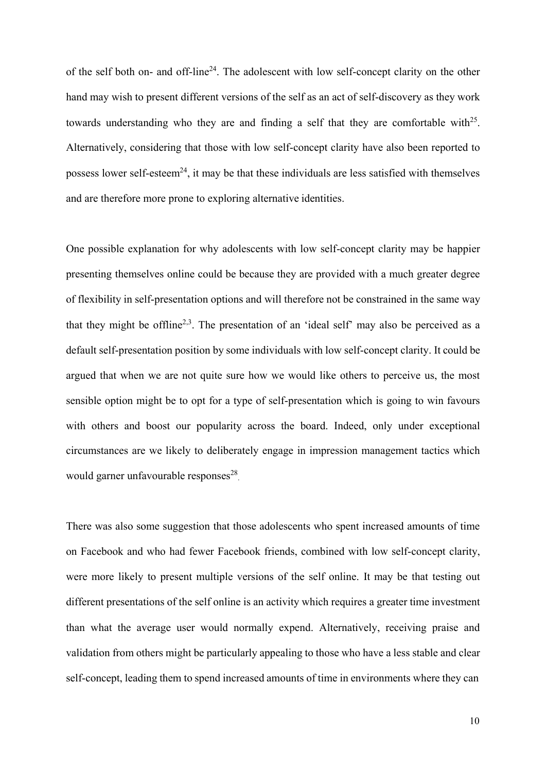of the self both on- and off-line[24]. The adolescent with low self-concept clarity on the other hand may wish to present different versions of the self as an act of self-discovery as they work towards understanding who they are and finding a self that they are comfortable with[25]. Alternatively, considering that those with low self-concept clarity have also been reported to possess lower self-esteem[24], it may be that these individuals are less satisfied with themselves and are therefore more prone to exploring alternative identities.

One possible explanation for why adolescents with low self-concept clarity may be happier presenting themselves online could be because they are provided with a much greater degree of flexibility in self-presentation options and will therefore not be constrained in the same way that they might be offline[2,3]. The presentation of an 'ideal self' may also be perceived as a default self-presentation position by some individuals with low self-concept clarity. It could be argued that when we are not quite sure how we would like others to perceive us, the most sensible option might be to opt for a type of self-presentation which is going to win favours with others and boost our popularity across the board. Indeed, only under exceptional circumstances are we likely to deliberately engage in impression management tactics which would garner unfavourable responses[28].

There was also some suggestion that those adolescents who spent increased amounts of time on Facebook and who had fewer Facebook friends, combined with low self-concept clarity, were more likely to present multiple versions of the self online. It may be that testing out different presentations of the self online is an activity which requires a greater time investment than what the average user would normally expend. Alternatively, receiving praise and validation from others might be particularly appealing to those who have a less stable and clear self-concept, leading them to spend increased amounts of time in environments where they can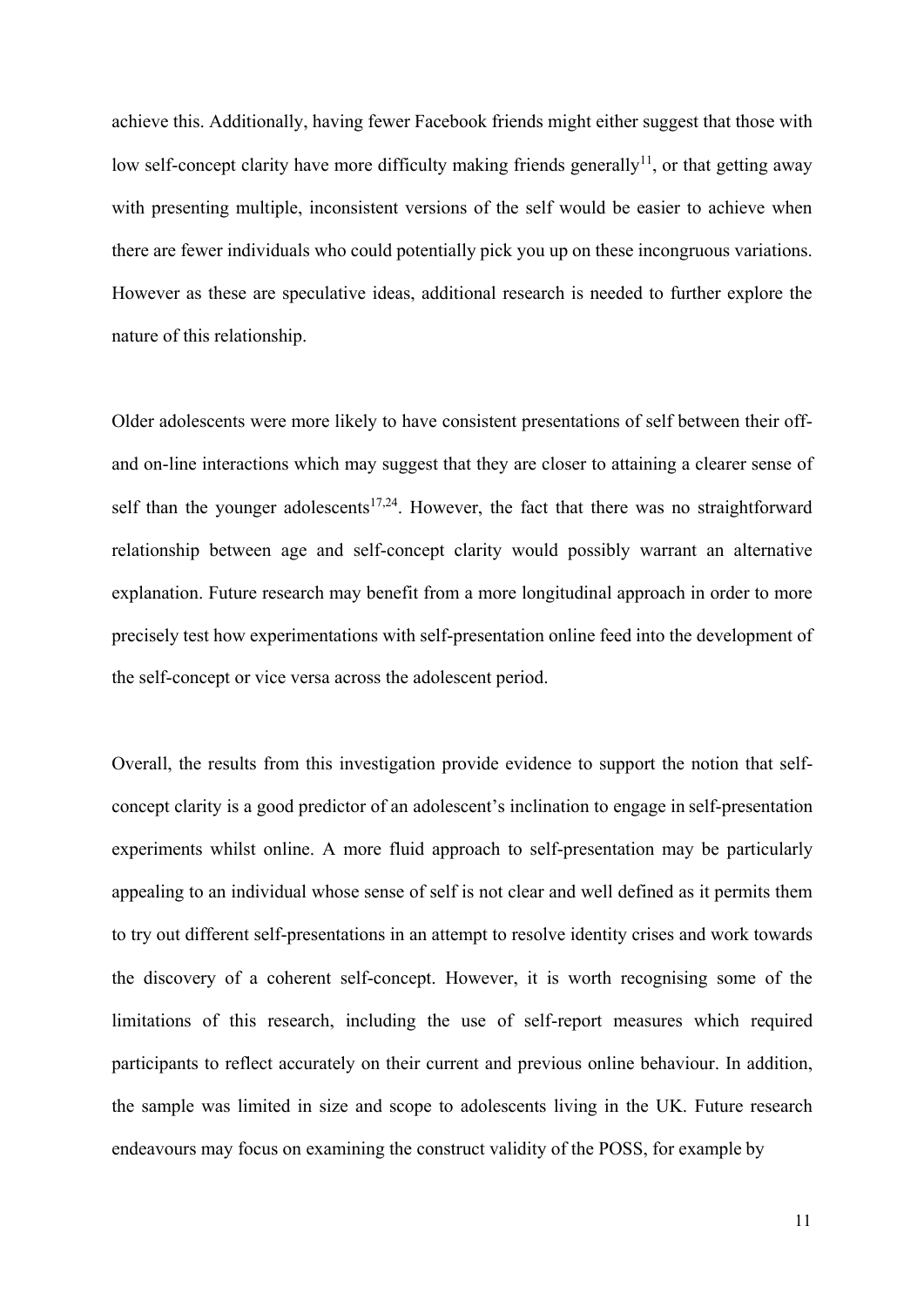achieve this. Additionally, having fewer Facebook friends might either suggest that those with low self-concept clarity have more difficulty making friends generally[11], or that getting away with presenting multiple, inconsistent versions of the self would be easier to achieve when there are fewer individuals who could potentially pick you up on these incongruous variations. However as these are speculative ideas, additional research is needed to further explore the nature of this relationship.

Older adolescents were more likely to have consistent presentations of self between their off- and on-line interactions which may suggest that they are closer to attaining a clearer sense of self than the younger adolescents[17,24]. However, the fact that there was no straightforward relationship between age and self-concept clarity would possibly warrant an alternative explanation. Future research may benefit from a more longitudinal approach in order to more precisely test how experimentations with self-presentation online feed into the development of the self-concept or vice versa across the adolescent period.

Overall, the results from this investigation provide evidence to support the notion that self-concept clarity is a good predictor of an adolescent's inclination to engage in self-presentation experiments whilst online. A more fluid approach to self-presentation may be particularly appealing to an individual whose sense of self is not clear and well defined as it permits them to try out different self-presentations in an attempt to resolve identity crises and work towards the discovery of a coherent self-concept. However, it is worth recognising some of the limitations of this research, including the use of self-report measures which required participants to reflect accurately on their current and previous online behaviour. In addition, the sample was limited in size and scope to adolescents living in the UK. Future research endeavours may focus on examining the construct validity of the POSS, for example by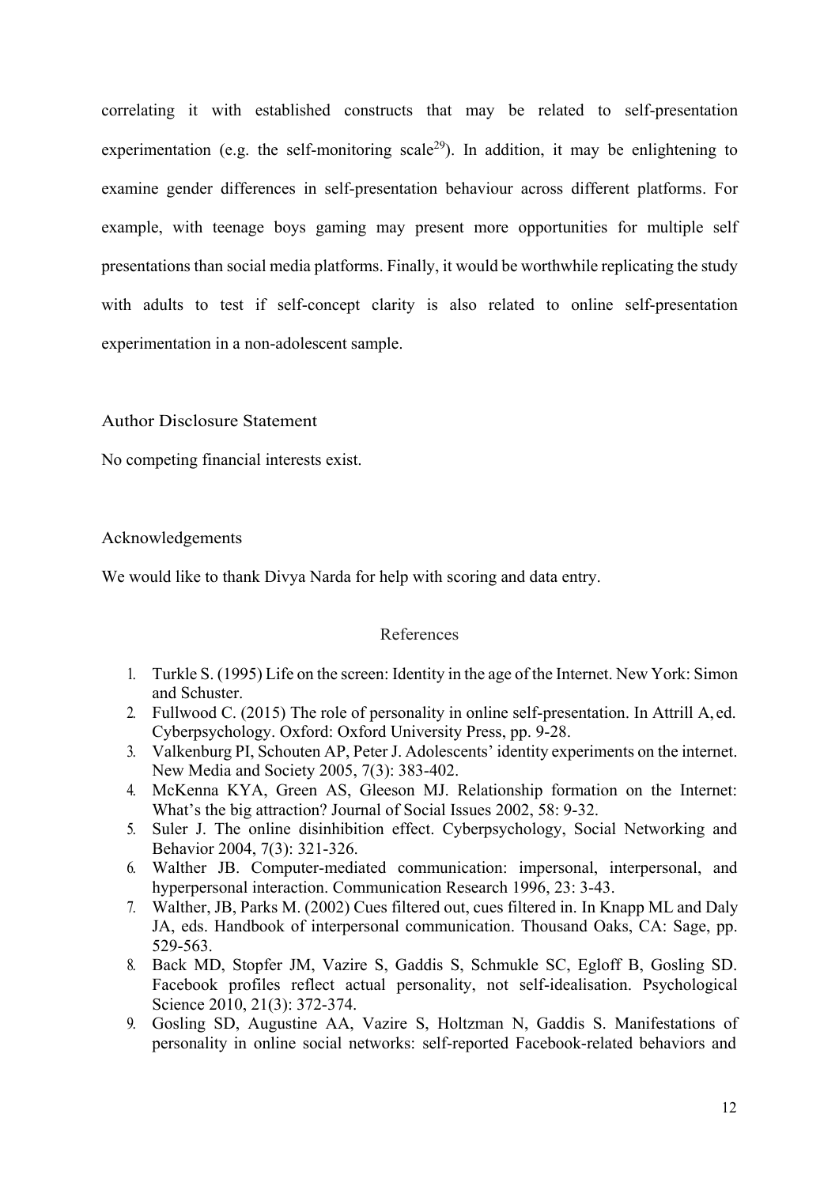correlating it with established constructs that may be related to self-presentation experimentation (e.g. the self-monitoring scale[29]). In addition, it may be enlightening to examine gender differences in self-presentation behaviour across different platforms. For example, with teenage boys gaming may present more opportunities for multiple self presentations than social media platforms. Finally, it would be worthwhile replicating the study with adults to test if self-concept clarity is also related to online self-presentation experimentation in a non-adolescent sample.

## Author Disclosure Statement

No competing financial interests exist.

## Acknowledgements

We would like to thank Divya Narda for help with scoring and data entry.

## References

1. Turkle S. (1995) Life on the screen: Identity in the age of the Internet. New York: Simon and Schuster.
2. Fullwood C. (2015) The role of personality in online self-presentation. In Attrill A, ed. Cyberpsychology. Oxford: Oxford University Press, pp. 9-28.
3. Valkenburg PI, Schouten AP, Peter J. Adolescents' identity experiments on the internet. New Media and Society 2005, 7(3): 383-402.
4. McKenna KYA, Green AS, Gleeson MJ. Relationship formation on the Internet: What's the big attraction? Journal of Social Issues 2002, 58: 9-32.
5. Suler J. The online disinhibition effect. Cyberpsychology, Social Networking and Behavior 2004, 7(3): 321-326.
6. Walther JB. Computer-mediated communication: impersonal, interpersonal, and hyperpersonal interaction. Communication Research 1996, 23: 3-43.
7. Walther, JB, Parks M. (2002) Cues filtered out, cues filtered in. In Knapp ML and Daly JA, eds. Handbook of interpersonal communication. Thousand Oaks, CA: Sage, pp. 529-563.
8. Back MD, Stopfer JM, Vazire S, Gaddis S, Schmukle SC, Egloff B, Gosling SD. Facebook profiles reflect actual personality, not self-idealisation. Psychological Science 2010, 21(3): 372-374.
9. Gosling SD, Augustine AA, Vazire S, Holtzman N, Gaddis S. Manifestations of personality in online social networks: self-reported Facebook-related behaviors and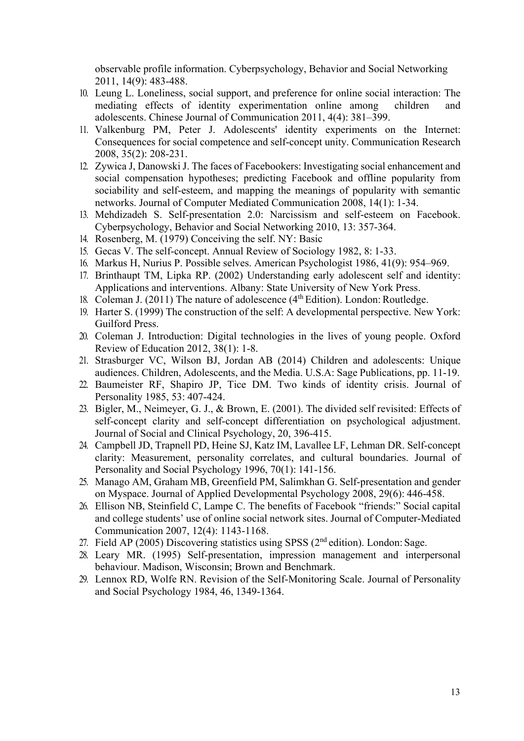observable profile information. Cyberpsychology, Behavior and Social Networking 2011, 14(9): 483-488.

10. Leung L. Loneliness, social support, and preference for online social interaction: The mediating effects of identity experimentation online among children and adolescents. Chinese Journal of Communication 2011, 4(4): 381–399.
11. Valkenburg PM, Peter J. Adolescents' identity experiments on the Internet: Consequences for social competence and self-concept unity. Communication Research 2008, 35(2): 208-231.
12. Zywica J, Danowski J. The faces of Facebookers: Investigating social enhancement and social compensation hypotheses; predicting Facebook and offline popularity from sociability and self-esteem, and mapping the meanings of popularity with semantic networks. Journal of Computer Mediated Communication 2008, 14(1): 1-34.
13. Mehdizadeh S. Self-presentation 2.0: Narcissism and self-esteem on Facebook. Cyberpsychology, Behavior and Social Networking 2010, 13: 357-364.
14. Rosenberg, M. (1979) Conceiving the self. NY: Basic
15. Gecas V. The self-concept. Annual Review of Sociology 1982, 8: 1-33.
16. Markus H, Nurius P. Possible selves. American Psychologist 1986, 41(9): 954–969.
17. Brinthaupt TM, Lipka RP. (2002) Understanding early adolescent self and identity: Applications and interventions. Albany: State University of New York Press.
18. Coleman J. (2011) The nature of adolescence (4th Edition). London: Routledge.
19. Harter S. (1999) The construction of the self: A developmental perspective. New York: Guilford Press.
20. Coleman J. Introduction: Digital technologies in the lives of young people. Oxford Review of Education 2012, 38(1): 1-8.
21. Strasburger VC, Wilson BJ, Jordan AB (2014) Children and adolescents: Unique audiences. Children, Adolescents, and the Media. U.S.A: Sage Publications, pp. 11-19.
22. Baumeister RF, Shapiro JP, Tice DM. Two kinds of identity crisis. Journal of Personality 1985, 53: 407-424.
23. Bigler, M., Neimeyer, G. J., & Brown, E. (2001). The divided self revisited: Effects of self-concept clarity and self-concept differentiation on psychological adjustment. Journal of Social and Clinical Psychology, 20, 396-415.
24. Campbell JD, Trapnell PD, Heine SJ, Katz IM, Lavallee LF, Lehman DR. Self-concept clarity: Measurement, personality correlates, and cultural boundaries. Journal of Personality and Social Psychology 1996, 70(1): 141-156.
25. Manago AM, Graham MB, Greenfield PM, Salimkhan G. Self-presentation and gender on Myspace. Journal of Applied Developmental Psychology 2008, 29(6): 446-458.
26. Ellison NB, Steinfield C, Lampe C. The benefits of Facebook "friends:" Social capital and college students' use of online social network sites. Journal of Computer-Mediated Communication 2007, 12(4): 1143-1168.
27. Field AP (2005) Discovering statistics using SPSS (2nd edition). London: Sage.
28. Leary MR. (1995) Self-presentation, impression management and interpersonal behaviour. Madison, Wisconsin; Brown and Benchmark.
29. Lennox RD, Wolfe RN. Revision of the Self-Monitoring Scale. Journal of Personality and Social Psychology 1984, 46, 1349-1364.